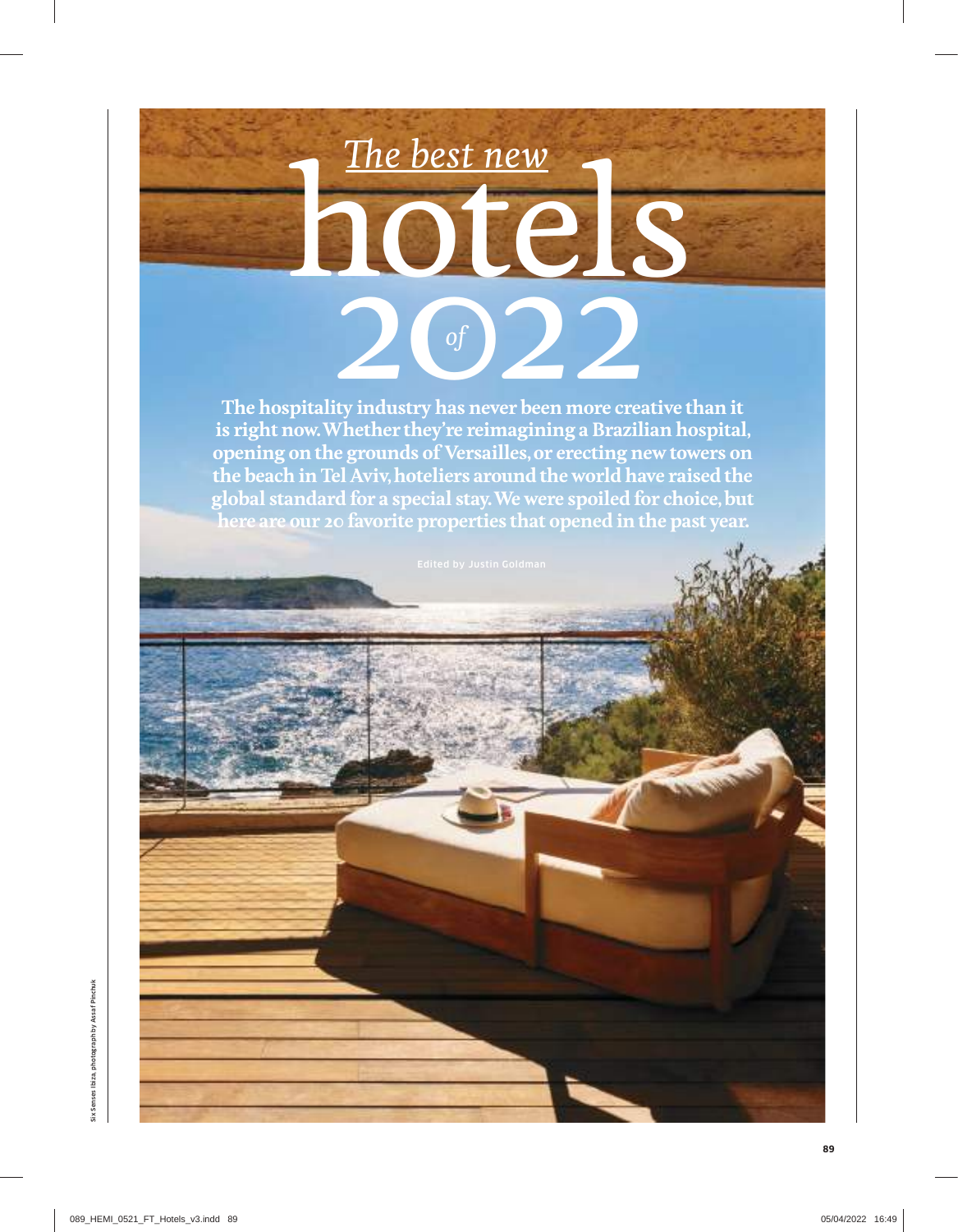# *The best new* hotels *of* 2022

**The hospitality industry has never been more creative than it is right now. Whether they're reimagining a Brazilian hospital, opening on the grounds of Versailles, or erecting new towers on the beach in Tel Aviv, hoteliers around the world have raised the global standard for a special stay. We were spoiled for choice, but here are our 20 favorite properties that opened in the past year.**

Edited by Justin Goldman

Six Senses Ibiza, photograph by Assaf Pinchuk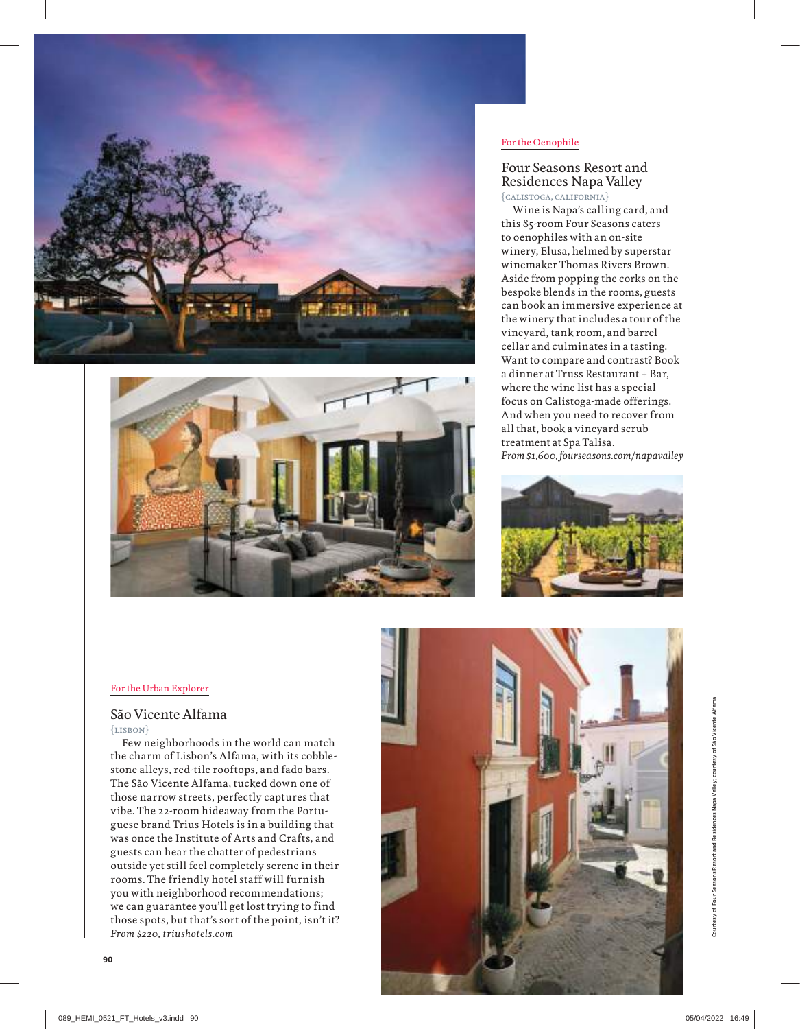For the Oenophile

## Four Seasons Resort and Residences Napa Valley

{CALISTOGA, CALIFORNIA}

Wine is Napa's calling card, and this 85-room Four Seasons caters to oenophiles with an on-site winery, Elusa, helmed by superstar winemaker Thomas Rivers Brown. Aside from popping the corks on the bespoke blends in the rooms, guests can book an immersive experience at the winery that includes a tour of the vineyard, tank room, and barrel cellar and culminates in a tasting. Want to compare and contrast? Book a dinner at Truss Restaurant + Bar, where the wine list has a special focus on Calistoga-made offerings. And when you need to recover from all that, book a vineyard scrub treatment at Spa Talisa.
*From $1,600, fourseasons.com/napavalley*

For the Urban Explorer

## São Vicente Alfama

{LISBON}

Few neighborhoods in the world can match the charm of Lisbon's Alfama, with its cobblestone alleys, red-tile rooftops, and fado bars. The São Vicente Alfama, tucked down one of those narrow streets, perfectly captures that vibe. The 22-room hideaway from the Portuguese brand Trius Hotels is in a building that was once the Institute of Arts and Crafts, and guests can hear the chatter of pedestrians outside yet still feel completely serene in their rooms. The friendly hotel staff will furnish you with neighborhood recommendations; we can guarantee you'll get lost trying to find those spots, but that's sort of the point, isn't it?
*From $220, triushotels.com*

Courtesy of Four Seasons Resort and Residences Napa Valley; courtesy of São Vicente Alfama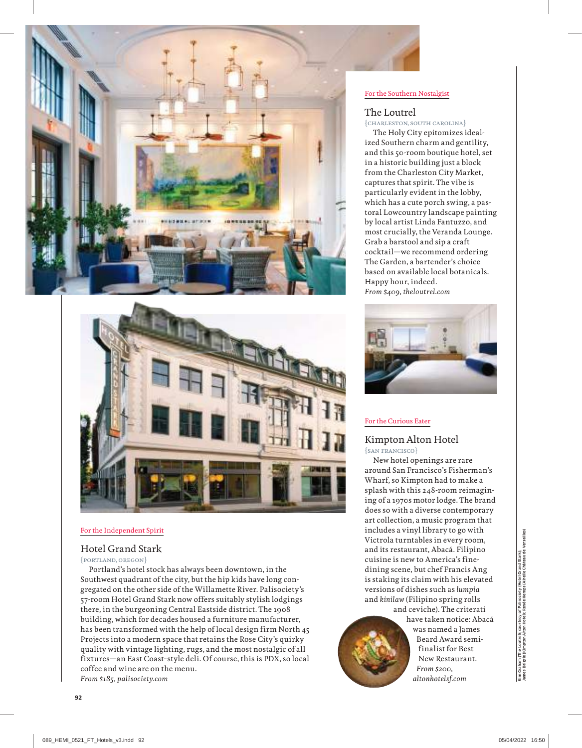For the Southern Nostalgist

## The Loutrel

{CHARLESTON, SOUTH CAROLINA}

The Holy City epitomizes idealized Southern charm and gentility, and this 50-room boutique hotel, set in a historic building just a block from the Charleston City Market, captures that spirit. The vibe is particularly evident in the lobby, which has a cute porch swing, a pastoral Lowcountry landscape painting by local artist Linda Fantuzzo, and most crucially, the Veranda Lounge. Grab a barstool and sip a craft cocktail—we recommend ordering The Garden, a bartender's choice based on available local botanicals. Happy hour, indeed.

*From $409, theloutrel.com*

For the Independent Spirit

## Hotel Grand Stark

{PORTLAND, OREGON}

Portland's hotel stock has always been downtown, in the Southwest quadrant of the city, but the hip kids have long congregated on the other side of the Willamette River. Palisociety's 57-room Hotel Grand Stark now offers suitably stylish lodgings there, in the burgeoning Central Eastside district. The 1908 building, which for decades housed a furniture manufacturer, has been transformed with the help of local design firm North 45 Projects into a modern space that retains the Rose City's quirky quality with vintage lighting, rugs, and the most nostalgic of all fixtures—an East Coast–style deli. Of course, this is PDX, so local coffee and wine are on the menu.

*From $185, palisociety.com*

For the Curious Eater

## Kimpton Alton Hotel

{SAN FRANCISCO}

New hotel openings are rare around San Francisco's Fisherman's Wharf, so Kimpton had to make a splash with this 248-room reimagining of a 1970s motor lodge. The brand does so with a diverse contemporary art collection, a music program that includes a vinyl library to go with Victrola turntables in every room, and its restaurant, Abacá. Filipino cuisine is new to America's fine-dining scene, but chef Francis Ang is staking its claim with his elevated versions of dishes such as *lumpia* and *kinilaw* (Filipino spring rolls and ceviche). The criterati have taken notice: Abacá was named a James Beard Award semifinalist for Best New Restaurant.

*From $200, altonhotelsf.com*

Kim Graham (The Loutrel); courtesy of Palisociety (Hotel Grand Stark); James Baigrie (Kimpton Alton Hotel); Renée Kemps (Airelle Château de Versailles)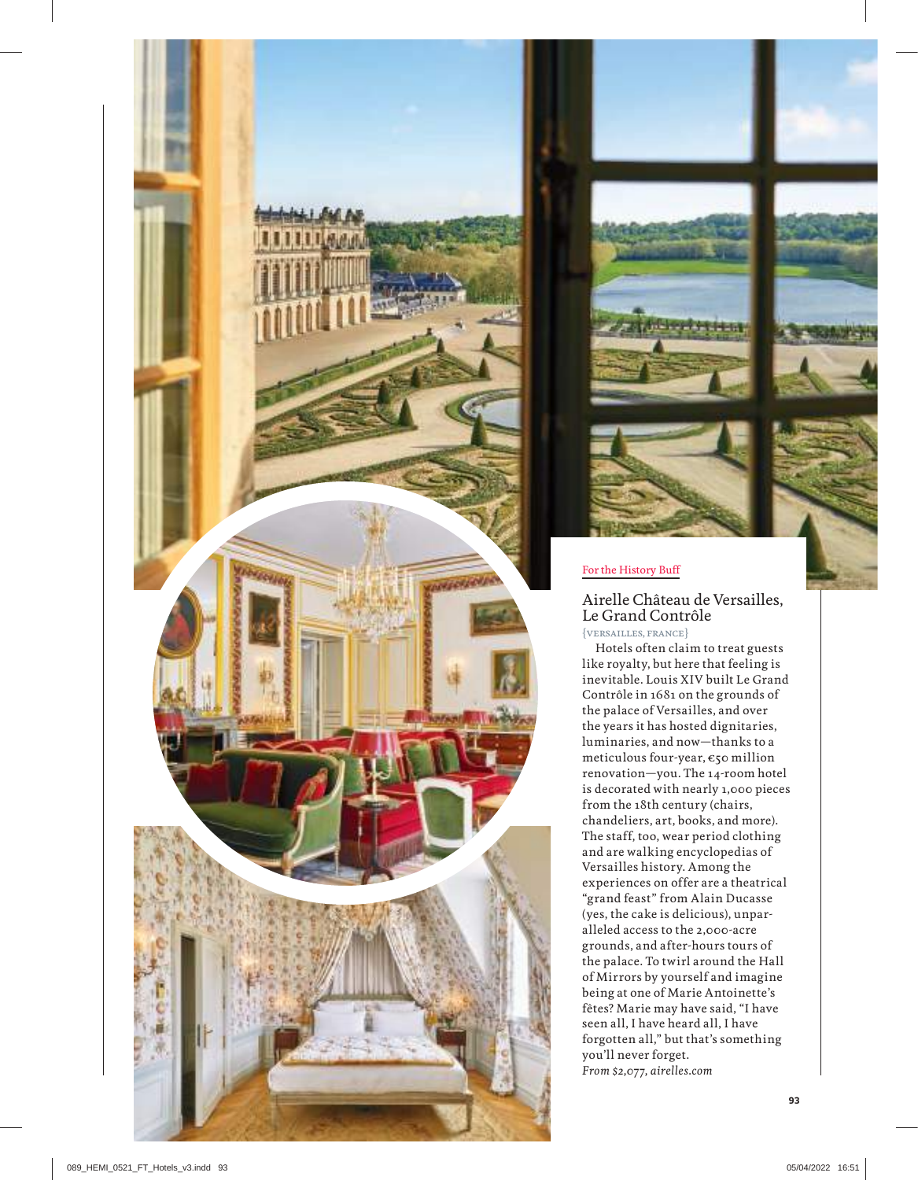For the History Buff

## Airelle Château de Versailles, Le Grand Contrôle

{VERSAILLES, FRANCE}

Hotels often claim to treat guests like royalty, but here that feeling is inevitable. Louis XIV built Le Grand Contrôle in 1681 on the grounds of the palace of Versailles, and over the years it has hosted dignitaries, luminaries, and now—thanks to a meticulous four-year, €50 million renovation—you. The 14-room hotel is decorated with nearly 1,000 pieces from the 18th century (chairs, chandeliers, art, books, and more). The staff, too, wear period clothing and are walking encyclopedias of Versailles history. Among the experiences on offer are a theatrical "grand feast" from Alain Ducasse (yes, the cake is delicious), unparalleled access to the 2,000-acre grounds, and after-hours tours of the palace. To twirl around the Hall of Mirrors by yourself and imagine being at one of Marie Antoinette's fêtes? Marie may have said, "I have seen all, I have heard all, I have forgotten all," but that's something you'll never forget.

*From $2,077, airelles.com*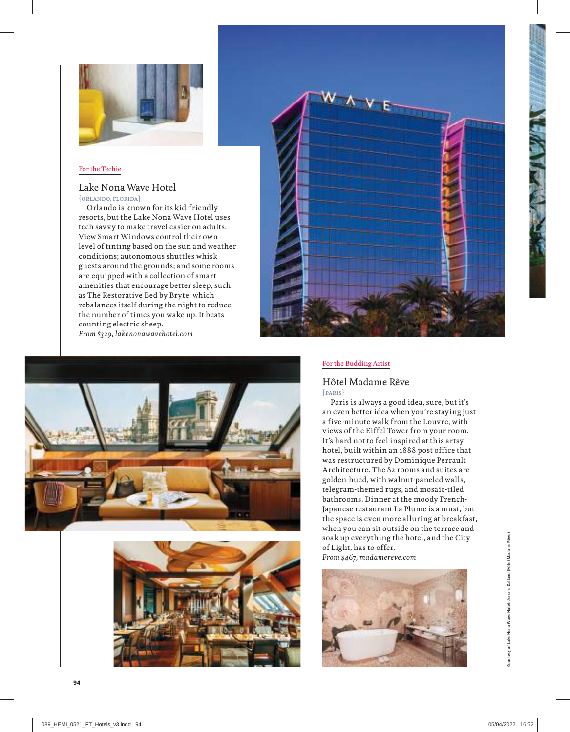For the Techie

## Lake Nona Wave Hotel

{ORLANDO, FLORIDA}

Orlando is known for its kid-friendly resorts, but the Lake Nona Wave Hotel uses tech savvy to make travel easier on adults. View Smart Windows control their own level of tinting based on the sun and weather conditions; autonomous shuttles whisk guests around the grounds; and some rooms are equipped with a collection of smart amenities that encourage better sleep, such as The Restorative Bed by Bryte, which rebalances itself during the night to reduce the number of times you wake up. It beats counting electric sheep.

*From $329, lakenonawavehotel.com*

For the Budding Artist

## Hôtel Madame Rêve

{PARIS}

Paris is always a good idea, sure, but it's an even better idea when you're staying just a five-minute walk from the Louvre, with views of the Eiffel Tower from your room. It's hard not to feel inspired at this artsy hotel, built within an 1888 post office that was restructured by Dominique Perrault Architecture. The 82 rooms and suites are golden-hued, with walnut-paneled walls, telegram-themed rugs, and mosaic-tiled bathrooms. Dinner at the moody French-Japanese restaurant La Plume is a must, but the space is even more alluring at breakfast, when you can sit outside on the terrace and soak up everything the hotel, and the City of Light, has to offer.

*From $467, madamereve.com*

Courtesy of Lake Nona Wave Hotel; Jerome Galland (Hôtel Madame Rêve)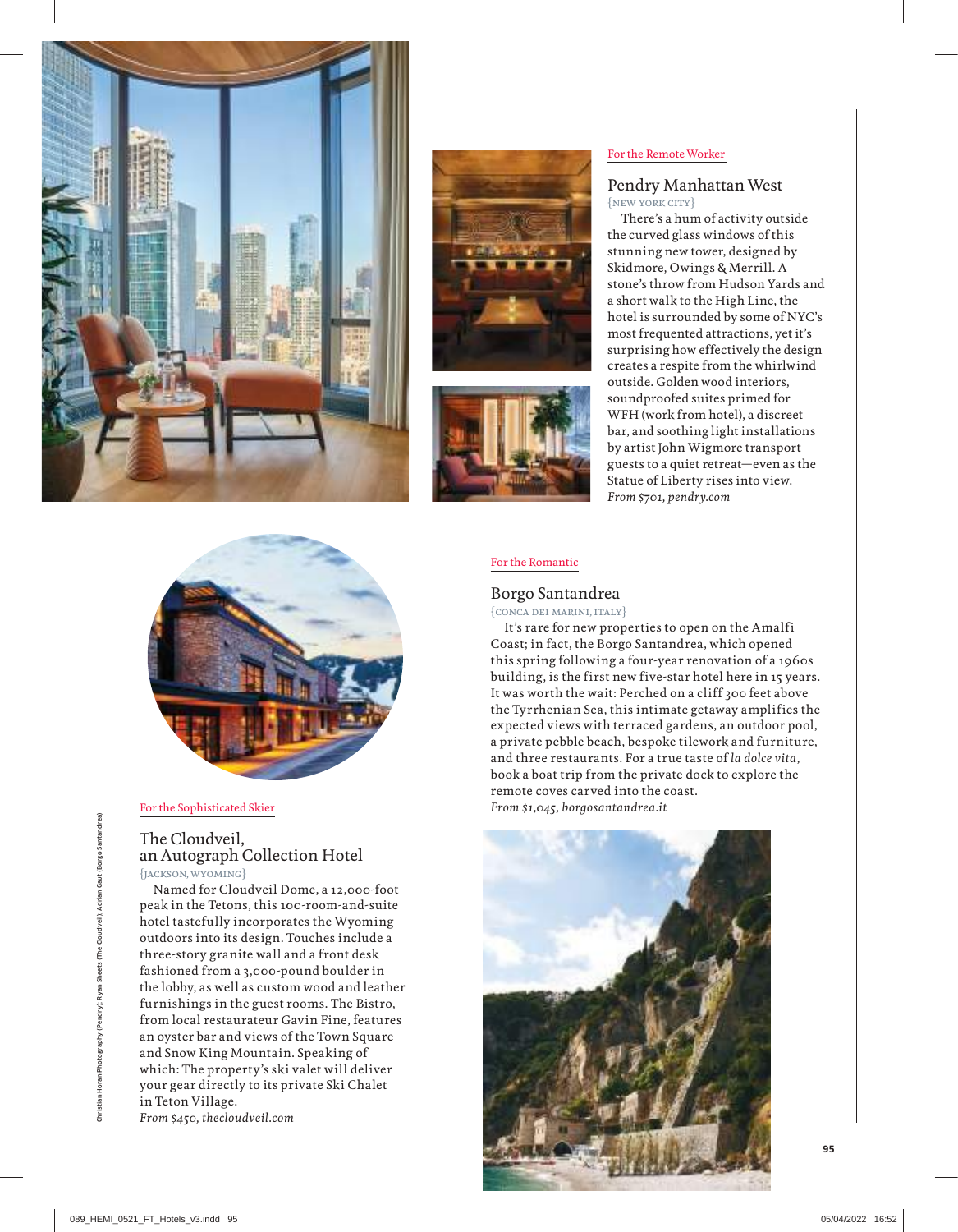For the Remote Worker

## Pendry Manhattan West

{NEW YORK CITY}

There's a hum of activity outside the curved glass windows of this stunning new tower, designed by Skidmore, Owings & Merrill. A stone's throw from Hudson Yards and a short walk to the High Line, the hotel is surrounded by some of NYC's most frequented attractions, yet it's surprising how effectively the design creates a respite from the whirlwind outside. Golden wood interiors, soundproofed suites primed for WFH (work from hotel), a discreet bar, and soothing light installations by artist John Wigmore transport guests to a quiet retreat—even as the Statue of Liberty rises into view.
*From $701, pendry.com*

For the Romantic

## Borgo Santandrea

{CONCA DEI MARINI, ITALY}

It's rare for new properties to open on the Amalfi Coast; in fact, the Borgo Santandrea, which opened this spring following a four-year renovation of a 1960s building, is the first new five-star hotel here in 15 years. It was worth the wait: Perched on a cliff 300 feet above the Tyrrhenian Sea, this intimate getaway amplifies the expected views with terraced gardens, an outdoor pool, a private pebble beach, bespoke tilework and furniture, and three restaurants. For a true taste of *la dolce vita*, book a boat trip from the private dock to explore the remote coves carved into the coast.
*From $1,045, borgosantandrea.it*

For the Sophisticated Skier

## The Cloudveil, an Autograph Collection Hotel

{JACKSON, WYOMING}

Named for Cloudveil Dome, a 12,000-foot peak in the Tetons, this 100-room-and-suite hotel tastefully incorporates the Wyoming outdoors into its design. Touches include a three-story granite wall and a front desk fashioned from a 3,000-pound boulder in the lobby, as well as custom wood and leather furnishings in the guest rooms. The Bistro, from local restaurateur Gavin Fine, features an oyster bar and views of the Town Square and Snow King Mountain. Speaking of which: The property's ski valet will deliver your gear directly to its private Ski Chalet in Teton Village.
*From $450, thecloudveil.com*

Christian Horan Photography (Pendry); Ryan Sheets (The Cloudveil); Adrian Gaut (Borgo Santandrea)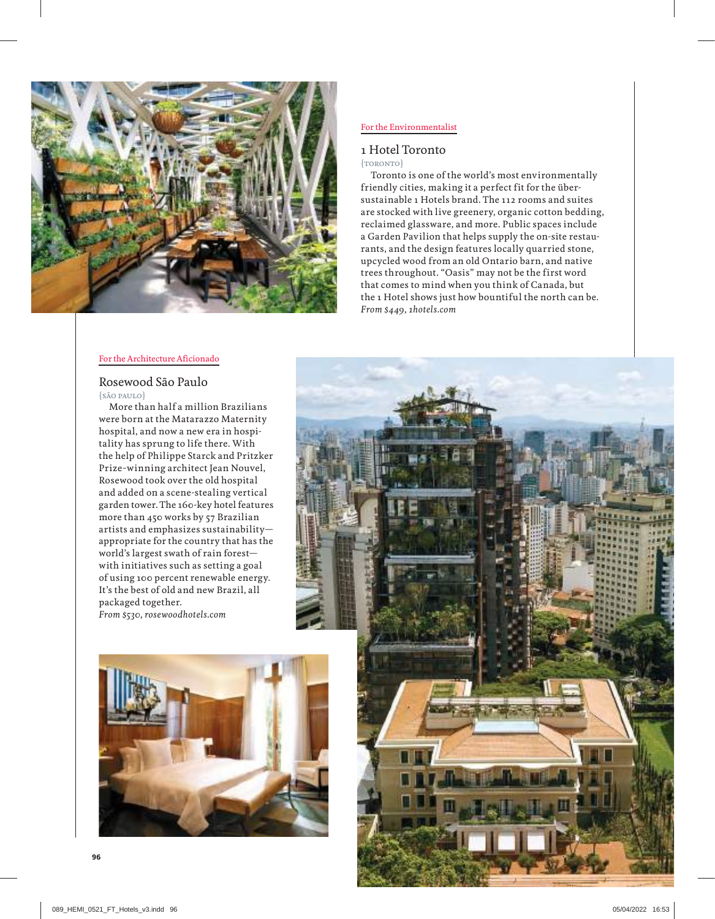For the Environmentalist

## 1 Hotel Toronto

{TORONTO}

Toronto is one of the world's most environmentally friendly cities, making it a perfect fit for the über-sustainable 1 Hotels brand. The 112 rooms and suites are stocked with live greenery, organic cotton bedding, reclaimed glassware, and more. Public spaces include a Garden Pavilion that helps supply the on-site restaurants, and the design features locally quarried stone, upcycled wood from an old Ontario barn, and native trees throughout. "Oasis" may not be the first word that comes to mind when you think of Canada, but the 1 Hotel shows just how bountiful the north can be.
*From $449, 1hotels.com*

For the Architecture Aficionado

## Rosewood São Paulo

{SÃO PAULO}

More than half a million Brazilians were born at the Matarazzo Maternity hospital, and now a new era in hospitality has sprung to life there. With the help of Philippe Starck and Pritzker Prize–winning architect Jean Nouvel, Rosewood took over the old hospital and added on a scene-stealing vertical garden tower. The 160-key hotel features more than 450 works by 57 Brazilian artists and emphasizes sustainability—appropriate for the country that has the world's largest swath of rain forest—with initiatives such as setting a goal of using 100 percent renewable energy. It's the best of old and new Brazil, all packaged together.
*From $530, rosewoodhotels.com*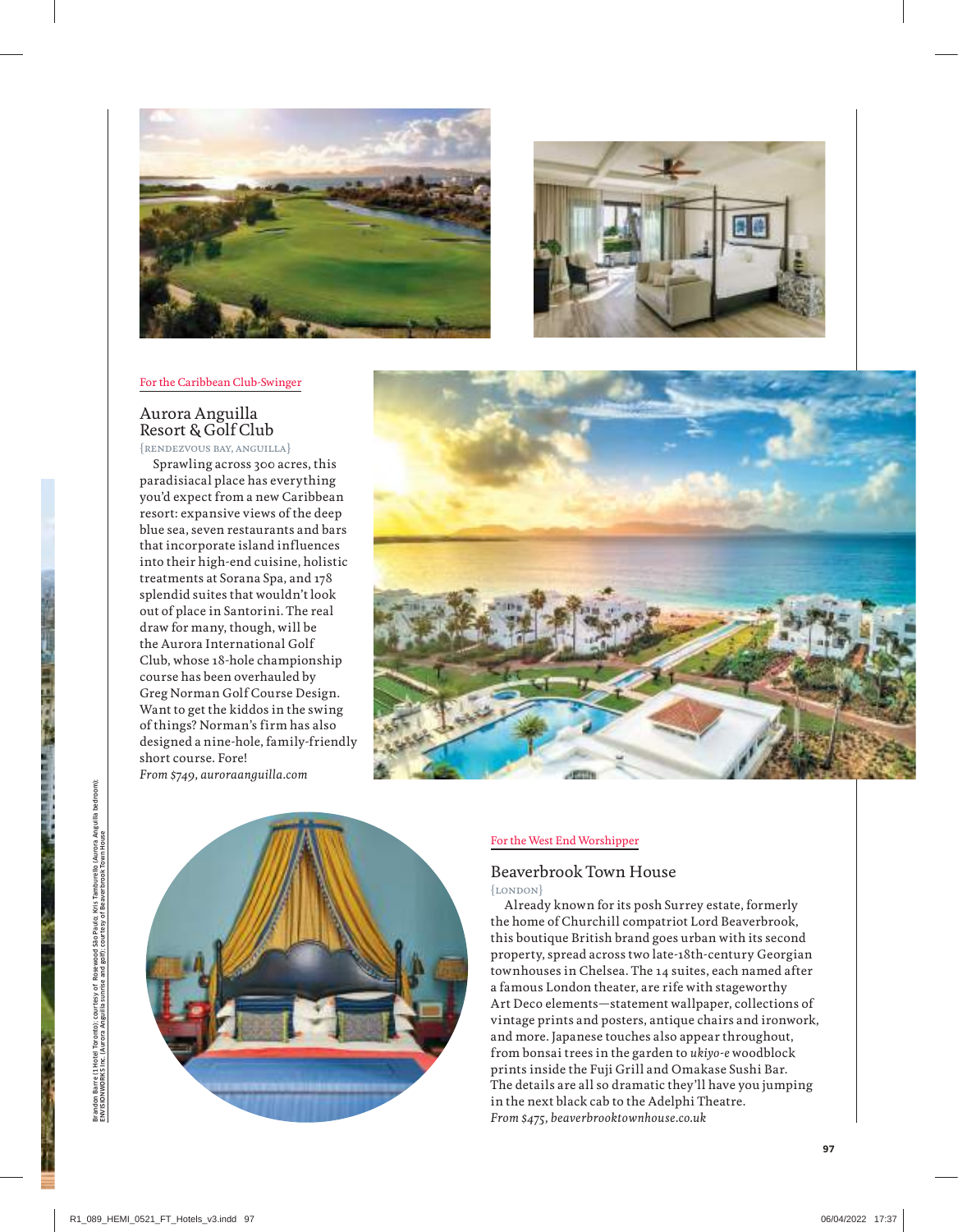For the Caribbean Club-Swinger

## Aurora Anguilla Resort & Golf Club

{RENDEZVOUS BAY, ANGUILLA}

Sprawling across 300 acres, this paradisiacal place has everything you'd expect from a new Caribbean resort: expansive views of the deep blue sea, seven restaurants and bars that incorporate island influences into their high-end cuisine, holistic treatments at Sorana Spa, and 178 splendid suites that wouldn't look out of place in Santorini. The real draw for many, though, will be the Aurora International Golf Club, whose 18-hole championship course has been overhauled by Greg Norman Golf Course Design. Want to get the kiddos in the swing of things? Norman's firm has also designed a nine-hole, family-friendly short course. Fore!

*From $749, auroraanguilla.com*

For the West End Worshipper

## Beaverbrook Town House

{LONDON}

Already known for its posh Surrey estate, formerly the home of Churchill compatriot Lord Beaverbrook, this boutique British brand goes urban with its second property, spread across two late-18th-century Georgian townhouses in Chelsea. The 14 suites, each named after a famous London theater, are rife with stageworthy Art Deco elements—statement wallpaper, collections of vintage prints and posters, antique chairs and ironwork, and more. Japanese touches also appear throughout, from bonsai trees in the garden to *ukiyo-e* woodblock prints inside the Fuji Grill and Omakase Sushi Bar. The details are all so dramatic they'll have you jumping in the next black cab to the Adelphi Theatre.

*From $475, beaverbrooktownhouse.co.uk*

Brandon Barre (1 Hotel Toronto); courtesy of Rosewood São Paulo; Kris Tamburello (Aurora Anguilla bedroom); ENVISIONWORKS Inc. (Aurora Anguilla sunrise and golf); courtesy of Beaverbrook Town House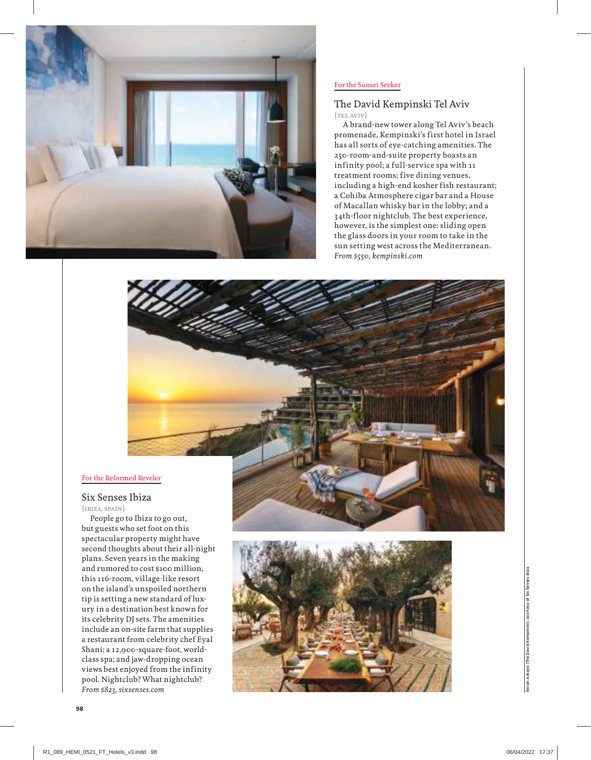For the Sunset Seeker

## The David Kempinski Tel Aviv

{TEL AVIV}

A brand-new tower along Tel Aviv's beach promenade, Kempinski's first hotel in Israel has all sorts of eye-catching amenities. The 250-room-and-suite property boasts an infinity pool; a full-service spa with 11 treatment rooms; five dining venues, including a high-end kosher fish restaurant; a Cohiba Atmosphere cigar bar and a House of Macallan whisky bar in the lobby; and a 34th-floor nightclub. The best experience, however, is the simplest one: sliding open the glass doors in your room to take in the sun setting west across the Mediterranean. *From $550, kempinski.com*

For the Reformed Reveler

## Six Senses Ibiza

{IBIZA, SPAIN}

People go to Ibiza to go out, but guests who set foot on this spectacular property might have second thoughts about their all-night plans. Seven years in the making and rumored to cost $100 million, this 116-room, village-like resort on the island's unspoiled northern tip is setting a new standard of luxury in a destination best known for its celebrity DJ sets. The amenities include an on-site farm that supplies a restaurant from celebrity chef Eyal Shani; a 12,900-square-foot, world-class spa; and jaw-dropping ocean views best enjoyed from the infinity pool. Nightclub? What nightclub? *From $823, sixsenses.com*

Sivan Askayo (The David Kempinski); courtesy of Six Senses Ibiza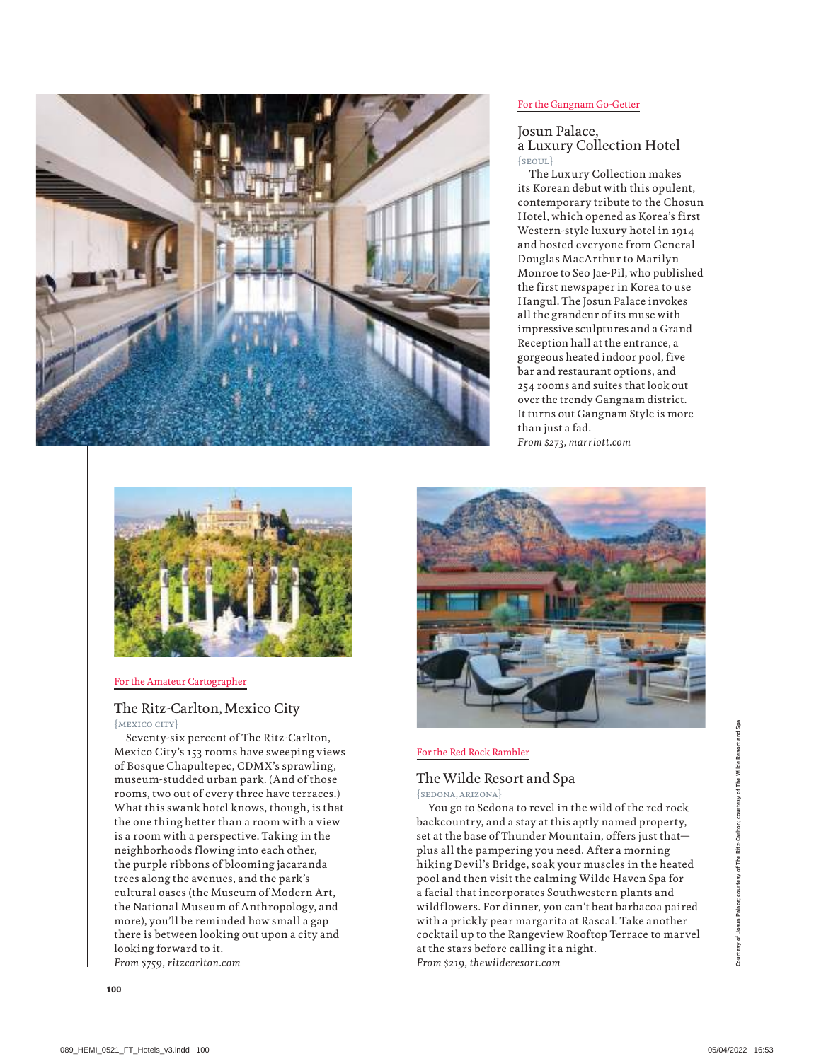For the Gangnam Go-Getter

## Josun Palace, a Luxury Collection Hotel

{SEOUL}

The Luxury Collection makes its Korean debut with this opulent, contemporary tribute to the Chosun Hotel, which opened as Korea's first Western-style luxury hotel in 1914 and hosted everyone from General Douglas MacArthur to Marilyn Monroe to Seo Jae-Pil, who published the first newspaper in Korea to use Hangul. The Josun Palace invokes all the grandeur of its muse with impressive sculptures and a Grand Reception hall at the entrance, a gorgeous heated indoor pool, five bar and restaurant options, and 254 rooms and suites that look out over the trendy Gangnam district. It turns out Gangnam Style is more than just a fad.

*From $273, marriott.com*

For the Amateur Cartographer

## The Ritz-Carlton, Mexico City

{MEXICO CITY}

Seventy-six percent of The Ritz-Carlton, Mexico City's 153 rooms have sweeping views of Bosque Chapultepec, CDMX's sprawling, museum-studded urban park. (And of those rooms, two out of every three have terraces.) What this swank hotel knows, though, is that the one thing better than a room with a view is a room with a perspective. Taking in the neighborhoods flowing into each other, the purple ribbons of blooming jacaranda trees along the avenues, and the park's cultural oases (the Museum of Modern Art, the National Museum of Anthropology, and more), you'll be reminded how small a gap there is between looking out upon a city and looking forward to it.

*From $759, ritzcarlton.com*

For the Red Rock Rambler

## The Wilde Resort and Spa

{SEDONA, ARIZONA}

You go to Sedona to revel in the wild of the red rock backcountry, and a stay at this aptly named property, set at the base of Thunder Mountain, offers just that—plus all the pampering you need. After a morning hiking Devil's Bridge, soak your muscles in the heated pool and then visit the calming Wilde Haven Spa for a facial that incorporates Southwestern plants and wildflowers. For dinner, you can't beat barbacoa paired with a prickly pear margarita at Rascal. Take another cocktail up to the Rangeview Rooftop Terrace to marvel at the stars before calling it a night.

*From $219, thewilderesort.com*

Courtesy of Josun Palace; courtesy of The Ritz-Carlton; courtesy of The Wilde Resort and Spa